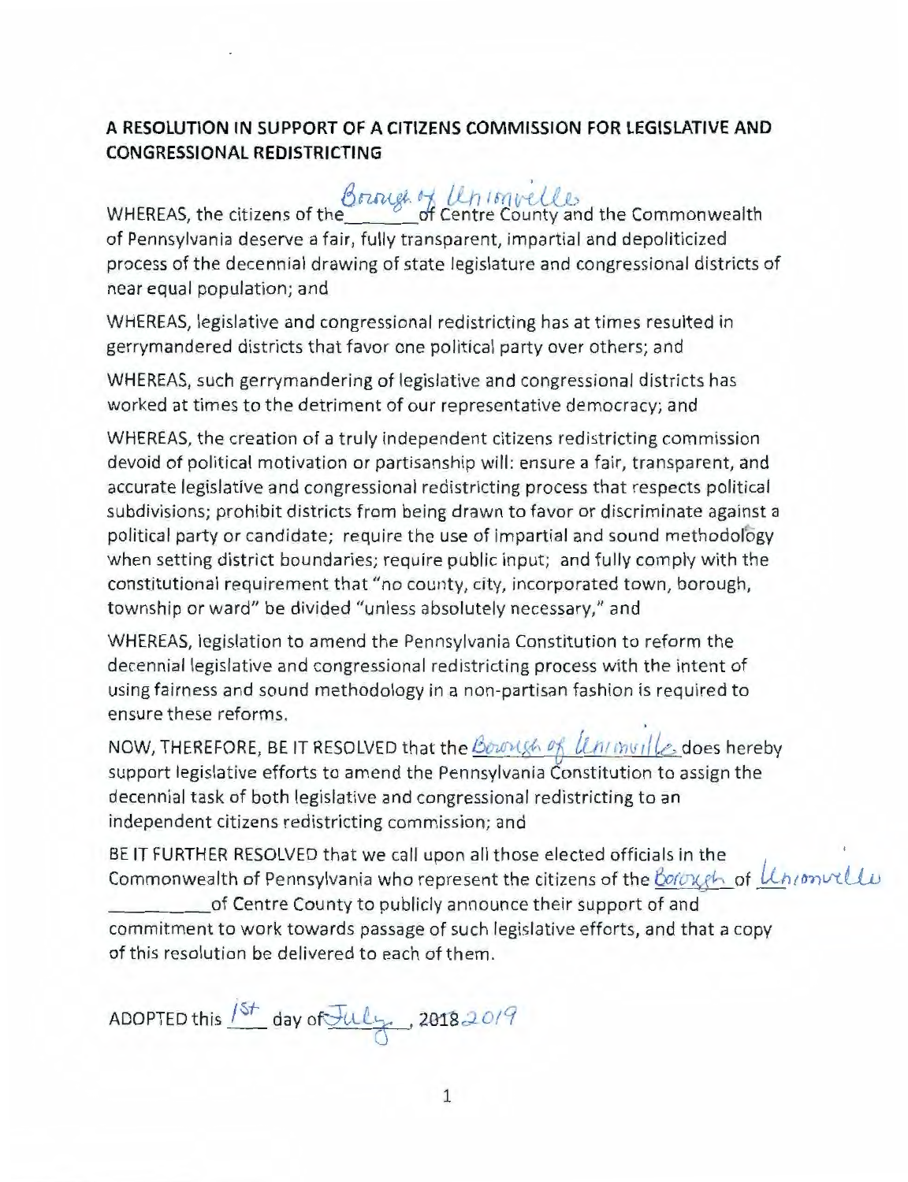**A RESOLUTION IN SUPPORT OF A CITIZENS COMMISSION FOR LEGISLATIVE AND CONGRESSIONAL REDISTRICTING**

WHEREAS, the citizens of the Borough of Unionville of Centre County and the Commonwealth of Pennsylvania deserve a fair, fully transparent, impartial and depoliticized process of the decennial drawing of state legislature and congressional districts of near equal population; and

WHEREAS, legislative and congressional redistricting has at times resulted in gerrymandered districts that favor one political party over others; and

WHEREAS, such gerrymandering of legislative and congressional districts has worked at times to the detriment of our representative democracy; and

WHEREAS, the creation of a truly independent citizens redistricting commission devoid of political motivation or partisanship will: ensure a fair, transparent, and accurate legislative and congressional redistricting process that respects political subdivisions; prohibit districts from being drawn to favor or discriminate against a political party or candidate; require the use of impartial and sound methodology when setting district boundaries; require public input; and fully comply with the constitutional requirement that "no county, city, incorporated town, borough, township or ward" be divided "unless absolutely necessary," and

WHEREAS, legislation to amend the Pennsylvania Constitution to reform the decennial legislative and congressional redistricting process with the intent of using fairness and sound methodology in a non-partisan fashion is required to ensure these reforms.

NOW, THEREFORE, BE IT RESOLVED that the Borough of Unionville does hereby support legislative efforts to amend the Pennsylvania Constitution to assign the decennial task of both legislative and congressional redistricting to an independent citizens redistricting commission; and

BE IT FURTHER RESOLVED that we call upon all those elected officials in the Commonwealth of Pennsylvania who represent the citizens of the Borough of Unionville of Centre County to publicly announce their support of and commitment to work towards passage of such legislative efforts, and that a copy of this resolution be delivered to each of them.

ADOPTED this 1st day of July, ~~2018~~ 2019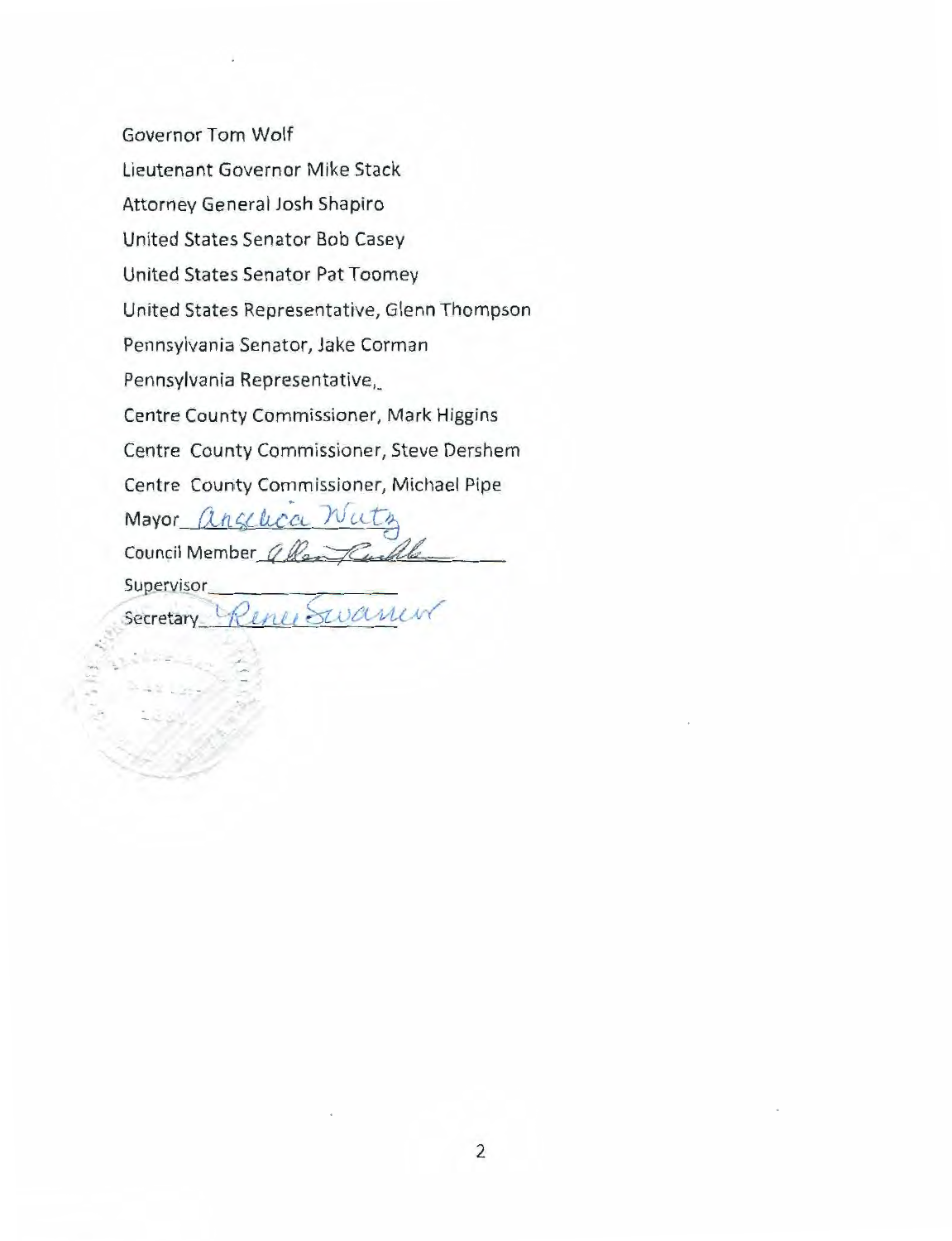Governor Tom Wolf

Lieutenant Governor Mike Stack

Attorney General Josh Shapiro

United States Senator Bob Casey

United States Senator Pat Toomey

United States Representative, Glenn Thompson

Pennsylvania Senator, Jake Corman

Pennsylvania Representative,_

Centre County Commissioner, Mark Higgins

Centre County Commissioner, Steve Dershem

Centre County Commissioner, Michael Pipe

Mayor_Angelica Wutz

Council Member_Allen Ruble

Supervisor__________

Secretary_Renee Swancer